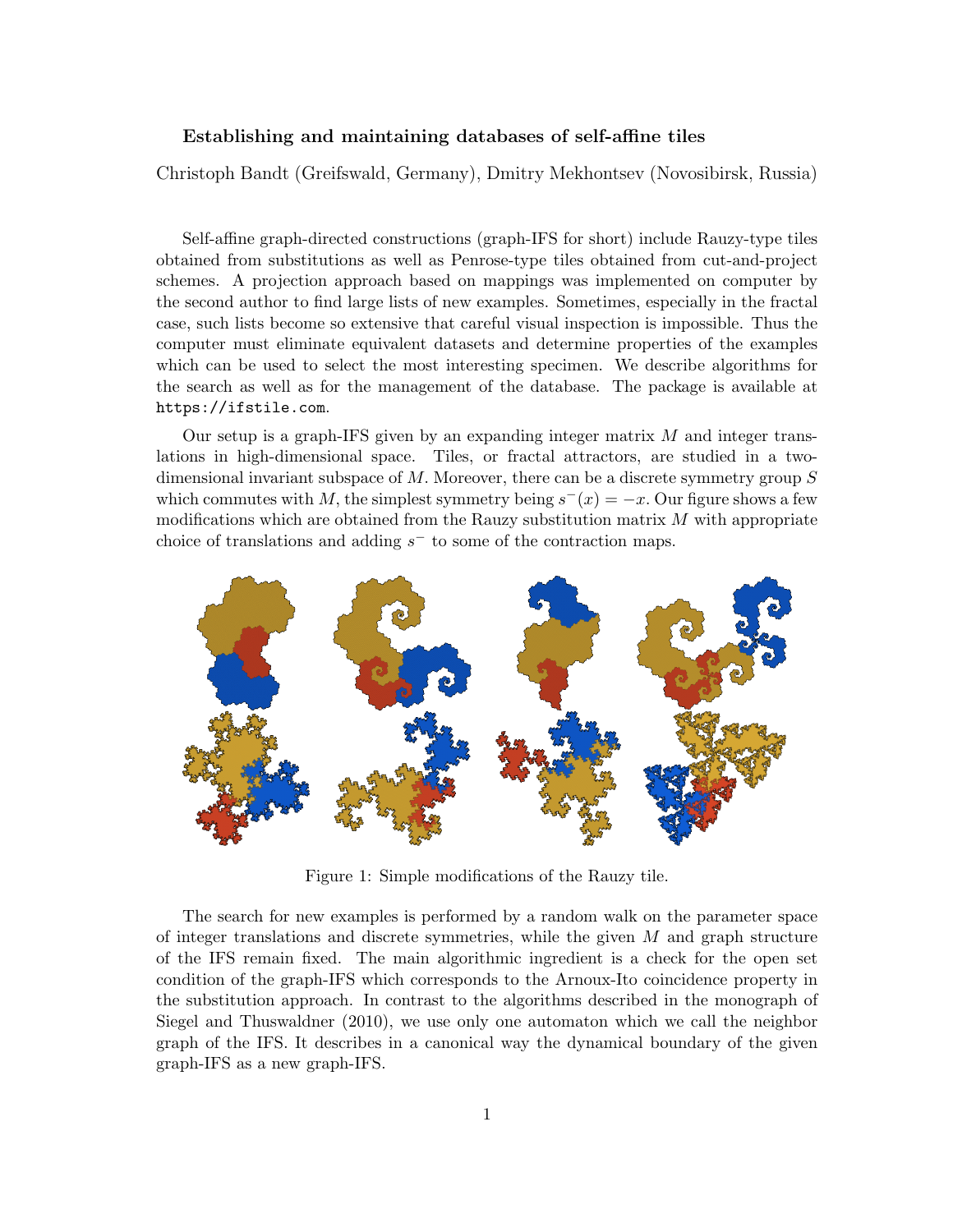**Establishing and maintaining databases of self-affine tiles**

Christoph Bandt (Greifswald, Germany), Dmitry Mekhontsev (Novosibirsk, Russia)

Self-affine graph-directed constructions (graph-IFS for short) include Rauzy-type tiles obtained from substitutions as well as Penrose-type tiles obtained from cut-and-project schemes. A projection approach based on mappings was implemented on computer by the second author to find large lists of new examples. Sometimes, especially in the fractal case, such lists become so extensive that careful visual inspection is impossible. Thus the computer must eliminate equivalent datasets and determine properties of the examples which can be used to select the most interesting specimen. We describe algorithms for the search as well as for the management of the database. The package is available at `https://ifstile.com`.

Our setup is a graph-IFS given by an expanding integer matrix $M$ and integer translations in high-dimensional space. Tiles, or fractal attractors, are studied in a two-dimensional invariant subspace of $M$. Moreover, there can be a discrete symmetry group $S$ which commutes with $M$, the simplest symmetry being $s^{-}(x) = -x$. Our figure shows a few modifications which are obtained from the Rauzy substitution matrix $M$ with appropriate choice of translations and adding $s^{-}$ to some of the contraction maps.

Figure 1: Simple modifications of the Rauzy tile.

The search for new examples is performed by a random walk on the parameter space of integer translations and discrete symmetries, while the given $M$ and graph structure of the IFS remain fixed. The main algorithmic ingredient is a check for the open set condition of the graph-IFS which corresponds to the Arnoux-Ito coincidence property in the substitution approach. In contrast to the algorithms described in the monograph of Siegel and Thuswaldner (2010), we use only one automaton which we call the neighbor graph of the IFS. It describes in a canonical way the dynamical boundary of the given graph-IFS as a new graph-IFS.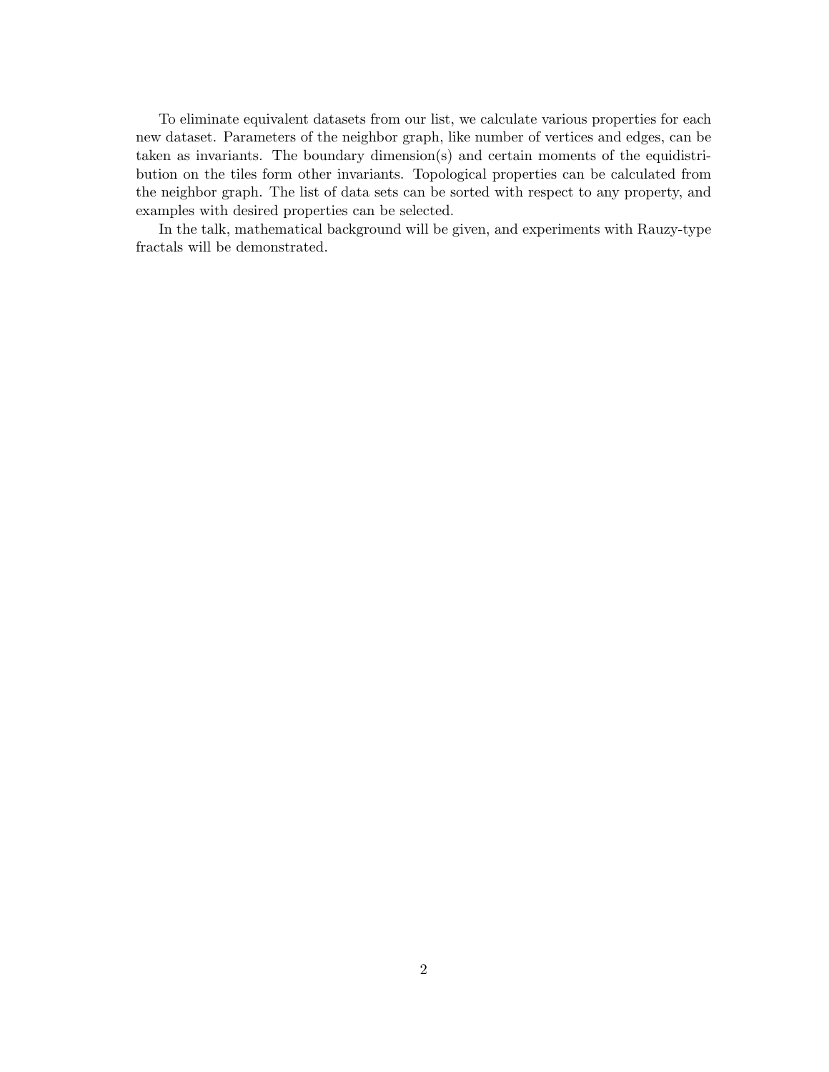To eliminate equivalent datasets from our list, we calculate various properties for each new dataset. Parameters of the neighbor graph, like number of vertices and edges, can be taken as invariants. The boundary dimension(s) and certain moments of the equidistribution on the tiles form other invariants. Topological properties can be calculated from the neighbor graph. The list of data sets can be sorted with respect to any property, and examples with desired properties can be selected.

In the talk, mathematical background will be given, and experiments with Rauzy-type fractals will be demonstrated.